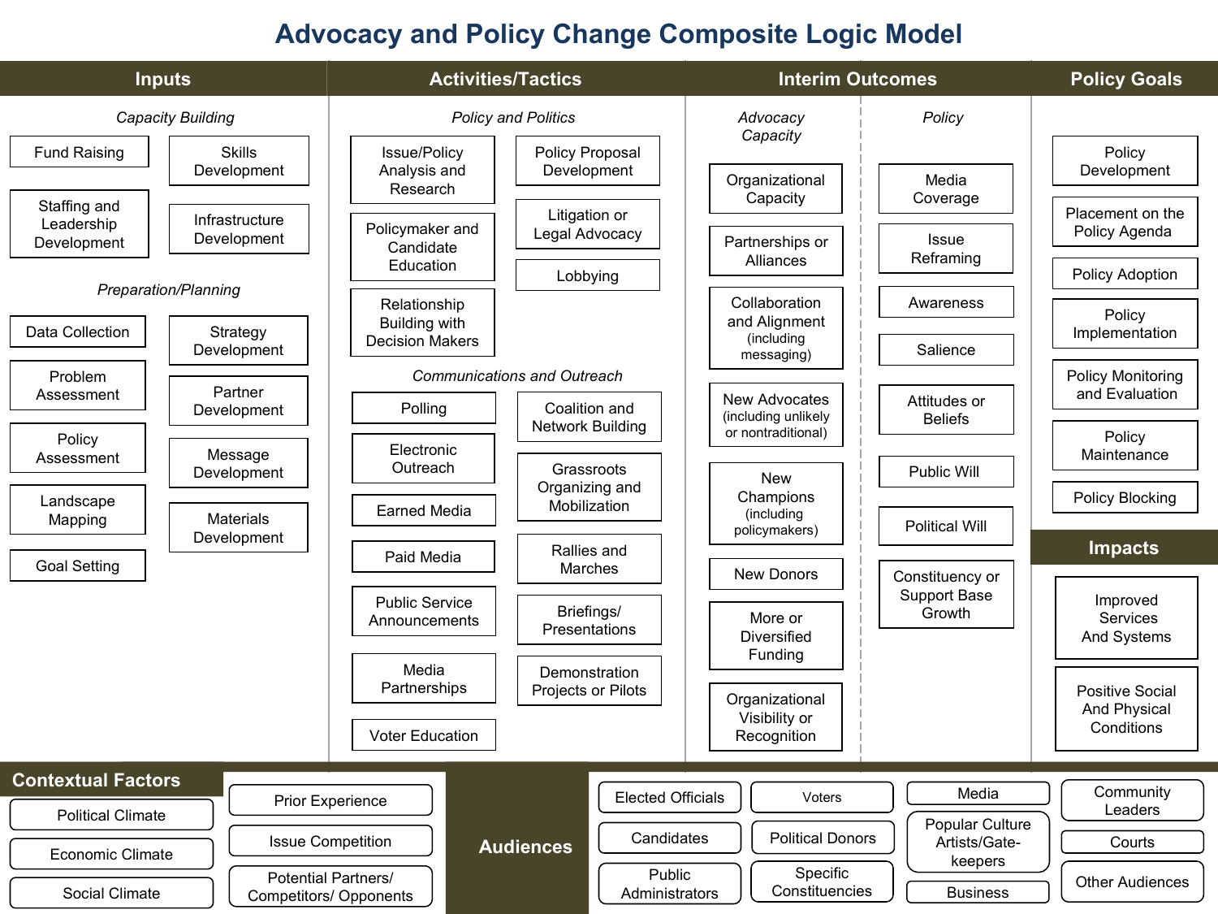# Advocacy and Policy Change Composite Logic Model

## Inputs

*Capacity Building*

- Fund Raising
- Skills Development
- Staffing and Leadership Development
- Infrastructure Development

*Preparation/Planning*

- Data Collection
- Strategy Development
- Problem Assessment
- Partner Development
- Policy Assessment
- Message Development
- Landscape Mapping
- Materials Development
- Goal Setting

## Activities/Tactics

*Policy and Politics*

- Issue/Policy Analysis and Research
- Policy Proposal Development
- Litigation or Legal Advocacy
- Policymaker and Candidate Education
- Lobbying
- Relationship Building with Decision Makers

*Communications and Outreach*

- Polling
- Coalition and Network Building
- Electronic Outreach
- Grassroots Organizing and Mobilization
- Earned Media
- Rallies and Marches
- Paid Media
- Briefings/ Presentations
- Public Service Announcements
- Media Partnerships
- Demonstration Projects or Pilots
- Voter Education

## Interim Outcomes

*Advocacy Capacity*

- Organizational Capacity
- Partnerships or Alliances
- Collaboration and Alignment (including messaging)
- New Advocates (including unlikely or nontraditional)
- New Champions (including policymakers)
- New Donors
- More or Diversified Funding
- Organizational Visibility or Recognition

*Policy*

- Media Coverage
- Issue Reframing
- Awareness
- Salience
- Attitudes or Beliefs
- Public Will
- Political Will
- Constituency or Support Base Growth

## Policy Goals

- Policy Development
- Placement on the Policy Agenda
- Policy Adoption
- Policy Implementation
- Policy Monitoring and Evaluation
- Policy Maintenance
- Policy Blocking

## Impacts

- Improved Services And Systems
- Positive Social And Physical Conditions

## Contextual Factors

- Political Climate
- Economic Climate
- Social Climate
- Prior Experience
- Issue Competition
- Potential Partners/ Competitors/ Opponents

## Audiences

- Elected Officials
- Voters
- Media
- Community Leaders
- Candidates
- Political Donors
- Popular Culture Artists/Gate-keepers
- Courts
- Public Administrators
- Specific Constituencies
- Business
- Other Audiences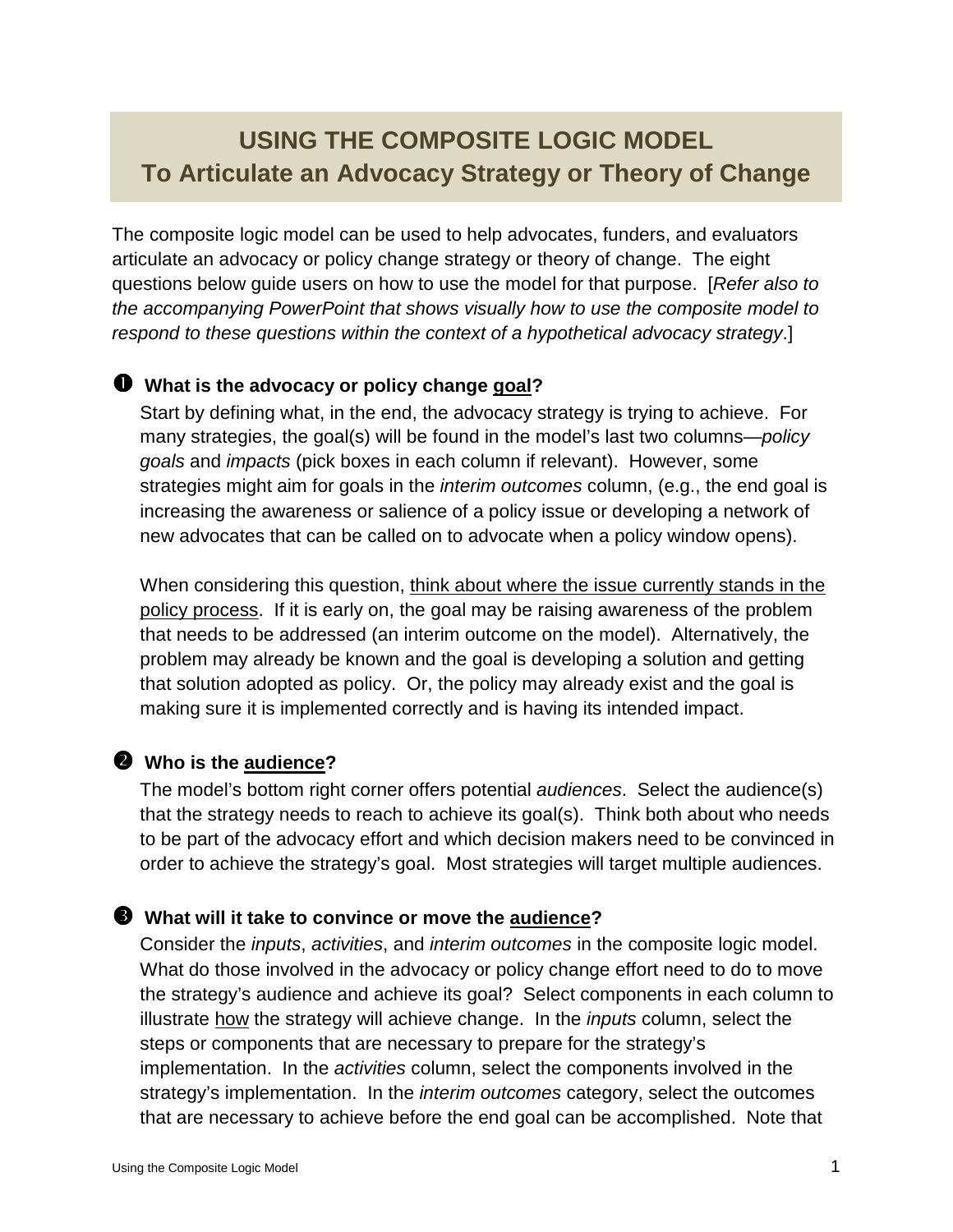# USING THE COMPOSITE LOGIC MODEL
## To Articulate an Advocacy Strategy or Theory of Change

The composite logic model can be used to help advocates, funders, and evaluators articulate an advocacy or policy change strategy or theory of change. The eight questions below guide users on how to use the model for that purpose. [*Refer also to the accompanying PowerPoint that shows visually how to use the composite model to respond to these questions within the context of a hypothetical advocacy strategy*.]

### ❶ What is the advocacy or policy change <u>goal</u>?

Start by defining what, in the end, the advocacy strategy is trying to achieve. For many strategies, the goal(s) will be found in the model's last two columns—*policy goals* and *impacts* (pick boxes in each column if relevant). However, some strategies might aim for goals in the *interim outcomes* column, (e.g., the end goal is increasing the awareness or salience of a policy issue or developing a network of new advocates that can be called on to advocate when a policy window opens).

When considering this question, <u>think about where the issue currently stands in the policy process</u>. If it is early on, the goal may be raising awareness of the problem that needs to be addressed (an interim outcome on the model). Alternatively, the problem may already be known and the goal is developing a solution and getting that solution adopted as policy. Or, the policy may already exist and the goal is making sure it is implemented correctly and is having its intended impact.

### ❷ Who is the <u>audience</u>?

The model's bottom right corner offers potential *audiences*. Select the audience(s) that the strategy needs to reach to achieve its goal(s). Think both about who needs to be part of the advocacy effort and which decision makers need to be convinced in order to achieve the strategy's goal. Most strategies will target multiple audiences.

### ❸ What will it take to convince or move the <u>audience</u>?

Consider the *inputs*, *activities*, and *interim outcomes* in the composite logic model. What do those involved in the advocacy or policy change effort need to do to move the strategy's audience and achieve its goal? Select components in each column to illustrate <u>how</u> the strategy will achieve change. In the *inputs* column, select the steps or components that are necessary to prepare for the strategy's implementation. In the *activities* column, select the components involved in the strategy's implementation. In the *interim outcomes* category, select the outcomes that are necessary to achieve before the end goal can be accomplished. Note that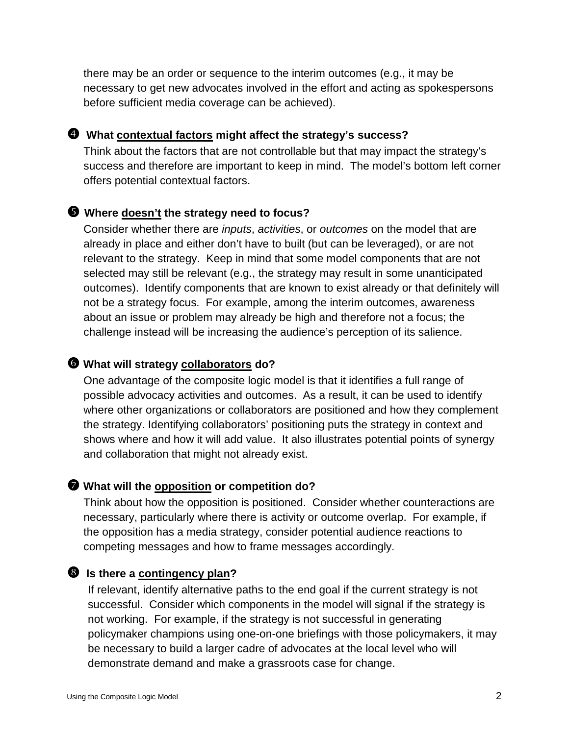there may be an order or sequence to the interim outcomes (e.g., it may be necessary to get new advocates involved in the effort and acting as spokespersons before sufficient media coverage can be achieved).

**❹ What contextual factors might affect the strategy's success?**

Think about the factors that are not controllable but that may impact the strategy's success and therefore are important to keep in mind. The model's bottom left corner offers potential contextual factors.

**❺ Where doesn't the strategy need to focus?**

Consider whether there are *inputs*, *activities*, or *outcomes* on the model that are already in place and either don't have to built (but can be leveraged), or are not relevant to the strategy. Keep in mind that some model components that are not selected may still be relevant (e.g., the strategy may result in some unanticipated outcomes). Identify components that are known to exist already or that definitely will not be a strategy focus. For example, among the interim outcomes, awareness about an issue or problem may already be high and therefore not a focus; the challenge instead will be increasing the audience's perception of its salience.

**❻ What will strategy collaborators do?**

One advantage of the composite logic model is that it identifies a full range of possible advocacy activities and outcomes. As a result, it can be used to identify where other organizations or collaborators are positioned and how they complement the strategy. Identifying collaborators' positioning puts the strategy in context and shows where and how it will add value. It also illustrates potential points of synergy and collaboration that might not already exist.

**❼ What will the opposition or competition do?**

Think about how the opposition is positioned. Consider whether counteractions are necessary, particularly where there is activity or outcome overlap. For example, if the opposition has a media strategy, consider potential audience reactions to competing messages and how to frame messages accordingly.

**❽ Is there a contingency plan?**

If relevant, identify alternative paths to the end goal if the current strategy is not successful. Consider which components in the model will signal if the strategy is not working. For example, if the strategy is not successful in generating policymaker champions using one-on-one briefings with those policymakers, it may be necessary to build a larger cadre of advocates at the local level who will demonstrate demand and make a grassroots case for change.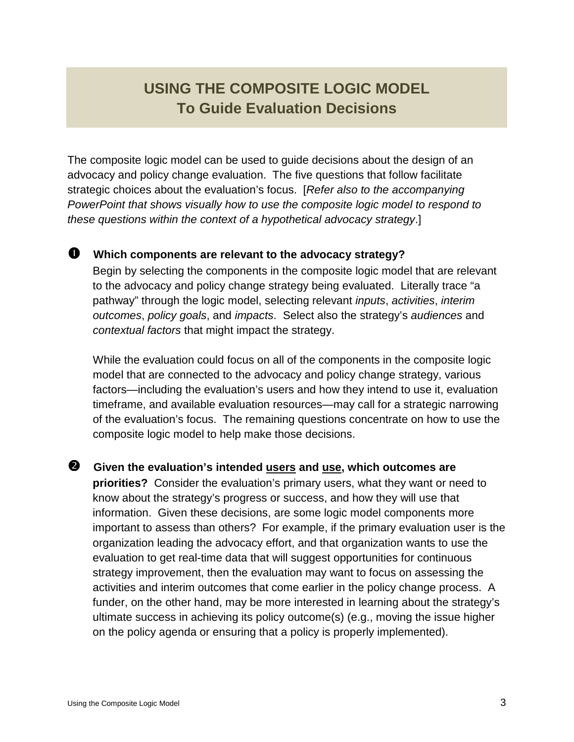# USING THE COMPOSITE LOGIC MODEL
## To Guide Evaluation Decisions

The composite logic model can be used to guide decisions about the design of an advocacy and policy change evaluation. The five questions that follow facilitate strategic choices about the evaluation's focus. [*Refer also to the accompanying PowerPoint that shows visually how to use the composite logic model to respond to these questions within the context of a hypothetical advocacy strategy*.]

❶ **Which components are relevant to the advocacy strategy?**

Begin by selecting the components in the composite logic model that are relevant to the advocacy and policy change strategy being evaluated. Literally trace "a pathway" through the logic model, selecting relevant *inputs*, *activities*, *interim outcomes*, *policy goals*, and *impacts*. Select also the strategy's *audiences* and *contextual factors* that might impact the strategy.

While the evaluation could focus on all of the components in the composite logic model that are connected to the advocacy and policy change strategy, various factors—including the evaluation's users and how they intend to use it, evaluation timeframe, and available evaluation resources—may call for a strategic narrowing of the evaluation's focus. The remaining questions concentrate on how to use the composite logic model to help make those decisions.

❷ **Given the evaluation's intended <u>users</u> and <u>use</u>, which outcomes are priorities?** Consider the evaluation's primary users, what they want or need to know about the strategy's progress or success, and how they will use that information. Given these decisions, are some logic model components more important to assess than others? For example, if the primary evaluation user is the organization leading the advocacy effort, and that organization wants to use the evaluation to get real-time data that will suggest opportunities for continuous strategy improvement, then the evaluation may want to focus on assessing the activities and interim outcomes that come earlier in the policy change process. A funder, on the other hand, may be more interested in learning about the strategy's ultimate success in achieving its policy outcome(s) (e.g., moving the issue higher on the policy agenda or ensuring that a policy is properly implemented).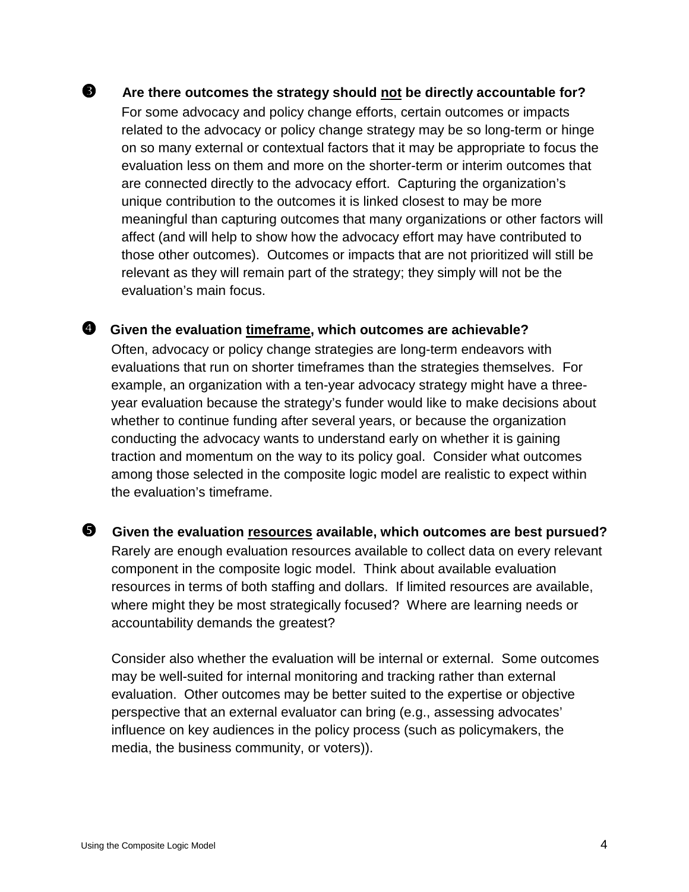❸ **Are there outcomes the strategy should <u>not</u> be directly accountable for?**

For some advocacy and policy change efforts, certain outcomes or impacts related to the advocacy or policy change strategy may be so long-term or hinge on so many external or contextual factors that it may be appropriate to focus the evaluation less on them and more on the shorter-term or interim outcomes that are connected directly to the advocacy effort. Capturing the organization's unique contribution to the outcomes it is linked closest to may be more meaningful than capturing outcomes that many organizations or other factors will affect (and will help to show how the advocacy effort may have contributed to those other outcomes). Outcomes or impacts that are not prioritized will still be relevant as they will remain part of the strategy; they simply will not be the evaluation's main focus.

❹ **Given the evaluation <u>timeframe</u>, which outcomes are achievable?**

Often, advocacy or policy change strategies are long-term endeavors with evaluations that run on shorter timeframes than the strategies themselves. For example, an organization with a ten-year advocacy strategy might have a three-year evaluation because the strategy's funder would like to make decisions about whether to continue funding after several years, or because the organization conducting the advocacy wants to understand early on whether it is gaining traction and momentum on the way to its policy goal. Consider what outcomes among those selected in the composite logic model are realistic to expect within the evaluation's timeframe.

❺ **Given the evaluation <u>resources</u> available, which outcomes are best pursued?**

Rarely are enough evaluation resources available to collect data on every relevant component in the composite logic model. Think about available evaluation resources in terms of both staffing and dollars. If limited resources are available, where might they be most strategically focused? Where are learning needs or accountability demands the greatest?

Consider also whether the evaluation will be internal or external. Some outcomes may be well-suited for internal monitoring and tracking rather than external evaluation. Other outcomes may be better suited to the expertise or objective perspective that an external evaluator can bring (e.g., assessing advocates' influence on key audiences in the policy process (such as policymakers, the media, the business community, or voters)).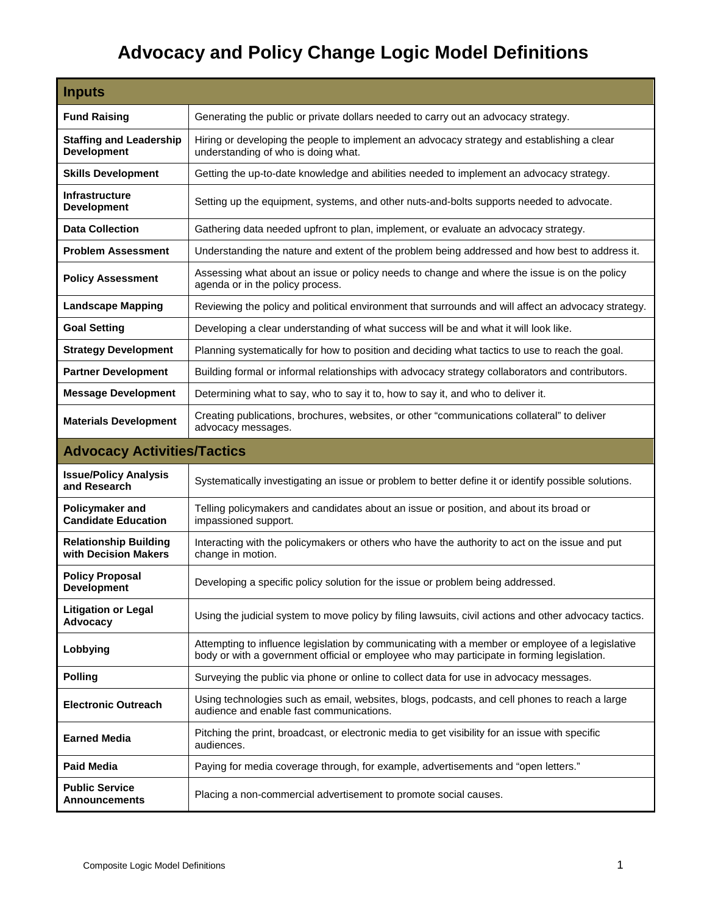# Advocacy and Policy Change Logic Model Definitions

| **Inputs** | |
|---|---|
| **Fund Raising** | Generating the public or private dollars needed to carry out an advocacy strategy. |
| **Staffing and Leadership Development** | Hiring or developing the people to implement an advocacy strategy and establishing a clear understanding of who is doing what. |
| **Skills Development** | Getting the up-to-date knowledge and abilities needed to implement an advocacy strategy. |
| **Infrastructure Development** | Setting up the equipment, systems, and other nuts-and-bolts supports needed to advocate. |
| **Data Collection** | Gathering data needed upfront to plan, implement, or evaluate an advocacy strategy. |
| **Problem Assessment** | Understanding the nature and extent of the problem being addressed and how best to address it. |
| **Policy Assessment** | Assessing what about an issue or policy needs to change and where the issue is on the policy agenda or in the policy process. |
| **Landscape Mapping** | Reviewing the policy and political environment that surrounds and will affect an advocacy strategy. |
| **Goal Setting** | Developing a clear understanding of what success will be and what it will look like. |
| **Strategy Development** | Planning systematically for how to position and deciding what tactics to use to reach the goal. |
| **Partner Development** | Building formal or informal relationships with advocacy strategy collaborators and contributors. |
| **Message Development** | Determining what to say, who to say it to, how to say it, and who to deliver it. |
| **Materials Development** | Creating publications, brochures, websites, or other "communications collateral" to deliver advocacy messages. |
| **Advocacy Activities/Tactics** | |
| **Issue/Policy Analysis and Research** | Systematically investigating an issue or problem to better define it or identify possible solutions. |
| **Policymaker and Candidate Education** | Telling policymakers and candidates about an issue or position, and about its broad or impassioned support. |
| **Relationship Building with Decision Makers** | Interacting with the policymakers or others who have the authority to act on the issue and put change in motion. |
| **Policy Proposal Development** | Developing a specific policy solution for the issue or problem being addressed. |
| **Litigation or Legal Advocacy** | Using the judicial system to move policy by filing lawsuits, civil actions and other advocacy tactics. |
| **Lobbying** | Attempting to influence legislation by communicating with a member or employee of a legislative body or with a government official or employee who may participate in forming legislation. |
| **Polling** | Surveying the public via phone or online to collect data for use in advocacy messages. |
| **Electronic Outreach** | Using technologies such as email, websites, blogs, podcasts, and cell phones to reach a large audience and enable fast communications. |
| **Earned Media** | Pitching the print, broadcast, or electronic media to get visibility for an issue with specific audiences. |
| **Paid Media** | Paying for media coverage through, for example, advertisements and "open letters." |
| **Public Service Announcements** | Placing a non-commercial advertisement to promote social causes. |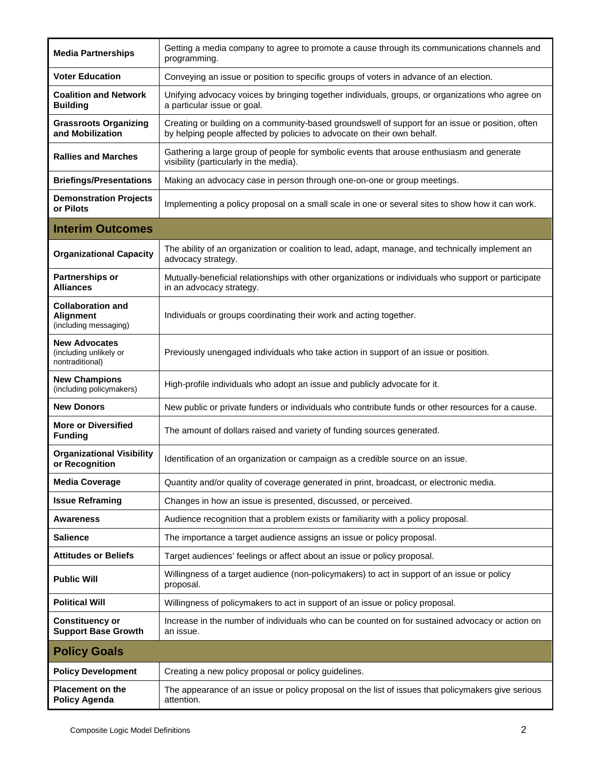| | |
|---|---|
| **Media Partnerships** | Getting a media company to agree to promote a cause through its communications channels and programming. |
| **Voter Education** | Conveying an issue or position to specific groups of voters in advance of an election. |
| **Coalition and Network Building** | Unifying advocacy voices by bringing together individuals, groups, or organizations who agree on a particular issue or goal. |
| **Grassroots Organizing and Mobilization** | Creating or building on a community-based groundswell of support for an issue or position, often by helping people affected by policies to advocate on their own behalf. |
| **Rallies and Marches** | Gathering a large group of people for symbolic events that arouse enthusiasm and generate visibility (particularly in the media). |
| **Briefings/Presentations** | Making an advocacy case in person through one-on-one or group meetings. |
| **Demonstration Projects or Pilots** | Implementing a policy proposal on a small scale in one or several sites to show how it can work. |
| **Interim Outcomes** | |
| **Organizational Capacity** | The ability of an organization or coalition to lead, adapt, manage, and technically implement an advocacy strategy. |
| **Partnerships or Alliances** | Mutually-beneficial relationships with other organizations or individuals who support or participate in an advocacy strategy. |
| **Collaboration and Alignment** (including messaging) | Individuals or groups coordinating their work and acting together. |
| **New Advocates** (including unlikely or nontraditional) | Previously unengaged individuals who take action in support of an issue or position. |
| **New Champions** (including policymakers) | High-profile individuals who adopt an issue and publicly advocate for it. |
| **New Donors** | New public or private funders or individuals who contribute funds or other resources for a cause. |
| **More or Diversified Funding** | The amount of dollars raised and variety of funding sources generated. |
| **Organizational Visibility or Recognition** | Identification of an organization or campaign as a credible source on an issue. |
| **Media Coverage** | Quantity and/or quality of coverage generated in print, broadcast, or electronic media. |
| **Issue Reframing** | Changes in how an issue is presented, discussed, or perceived. |
| **Awareness** | Audience recognition that a problem exists or familiarity with a policy proposal. |
| **Salience** | The importance a target audience assigns an issue or policy proposal. |
| **Attitudes or Beliefs** | Target audiences' feelings or affect about an issue or policy proposal. |
| **Public Will** | Willingness of a target audience (non-policymakers) to act in support of an issue or policy proposal. |
| **Political Will** | Willingness of policymakers to act in support of an issue or policy proposal. |
| **Constituency or Support Base Growth** | Increase in the number of individuals who can be counted on for sustained advocacy or action on an issue. |
| **Policy Goals** | |
| **Policy Development** | Creating a new policy proposal or policy guidelines. |
| **Placement on the Policy Agenda** | The appearance of an issue or policy proposal on the list of issues that policymakers give serious attention. |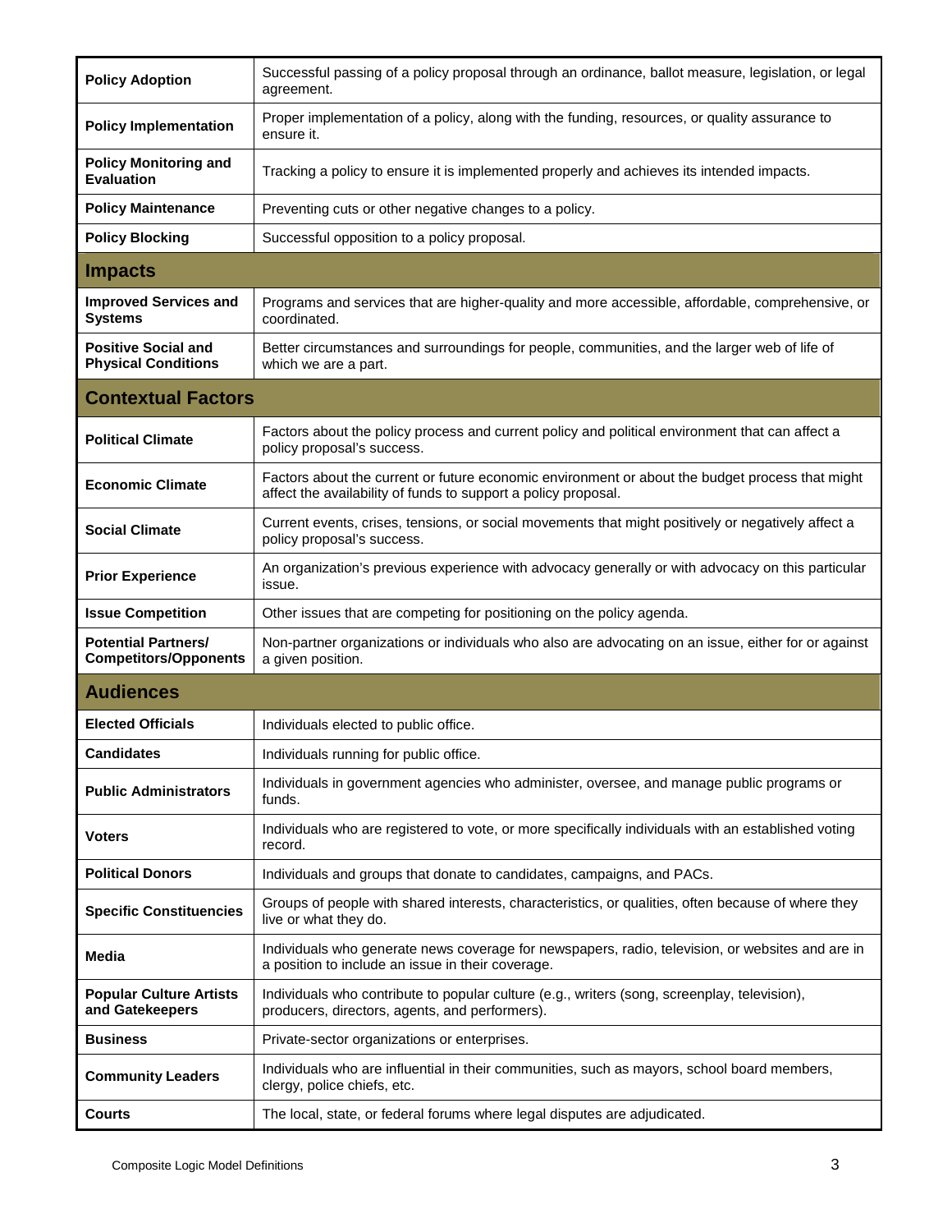| | |
|---|---|
| **Policy Adoption** | Successful passing of a policy proposal through an ordinance, ballot measure, legislation, or legal agreement. |
| **Policy Implementation** | Proper implementation of a policy, along with the funding, resources, or quality assurance to ensure it. |
| **Policy Monitoring and Evaluation** | Tracking a policy to ensure it is implemented properly and achieves its intended impacts. |
| **Policy Maintenance** | Preventing cuts or other negative changes to a policy. |
| **Policy Blocking** | Successful opposition to a policy proposal. |
| **Impacts** | |
| **Improved Services and Systems** | Programs and services that are higher-quality and more accessible, affordable, comprehensive, or coordinated. |
| **Positive Social and Physical Conditions** | Better circumstances and surroundings for people, communities, and the larger web of life of which we are a part. |
| **Contextual Factors** | |
| **Political Climate** | Factors about the policy process and current policy and political environment that can affect a policy proposal's success. |
| **Economic Climate** | Factors about the current or future economic environment or about the budget process that might affect the availability of funds to support a policy proposal. |
| **Social Climate** | Current events, crises, tensions, or social movements that might positively or negatively affect a policy proposal's success. |
| **Prior Experience** | An organization's previous experience with advocacy generally or with advocacy on this particular issue. |
| **Issue Competition** | Other issues that are competing for positioning on the policy agenda. |
| **Potential Partners/ Competitors/Opponents** | Non-partner organizations or individuals who also are advocating on an issue, either for or against a given position. |
| **Audiences** | |
| **Elected Officials** | Individuals elected to public office. |
| **Candidates** | Individuals running for public office. |
| **Public Administrators** | Individuals in government agencies who administer, oversee, and manage public programs or funds. |
| **Voters** | Individuals who are registered to vote, or more specifically individuals with an established voting record. |
| **Political Donors** | Individuals and groups that donate to candidates, campaigns, and PACs. |
| **Specific Constituencies** | Groups of people with shared interests, characteristics, or qualities, often because of where they live or what they do. |
| **Media** | Individuals who generate news coverage for newspapers, radio, television, or websites and are in a position to include an issue in their coverage. |
| **Popular Culture Artists and Gatekeepers** | Individuals who contribute to popular culture (e.g., writers (song, screenplay, television), producers, directors, agents, and performers). |
| **Business** | Private-sector organizations or enterprises. |
| **Community Leaders** | Individuals who are influential in their communities, such as mayors, school board members, clergy, police chiefs, etc. |
| **Courts** | The local, state, or federal forums where legal disputes are adjudicated. |